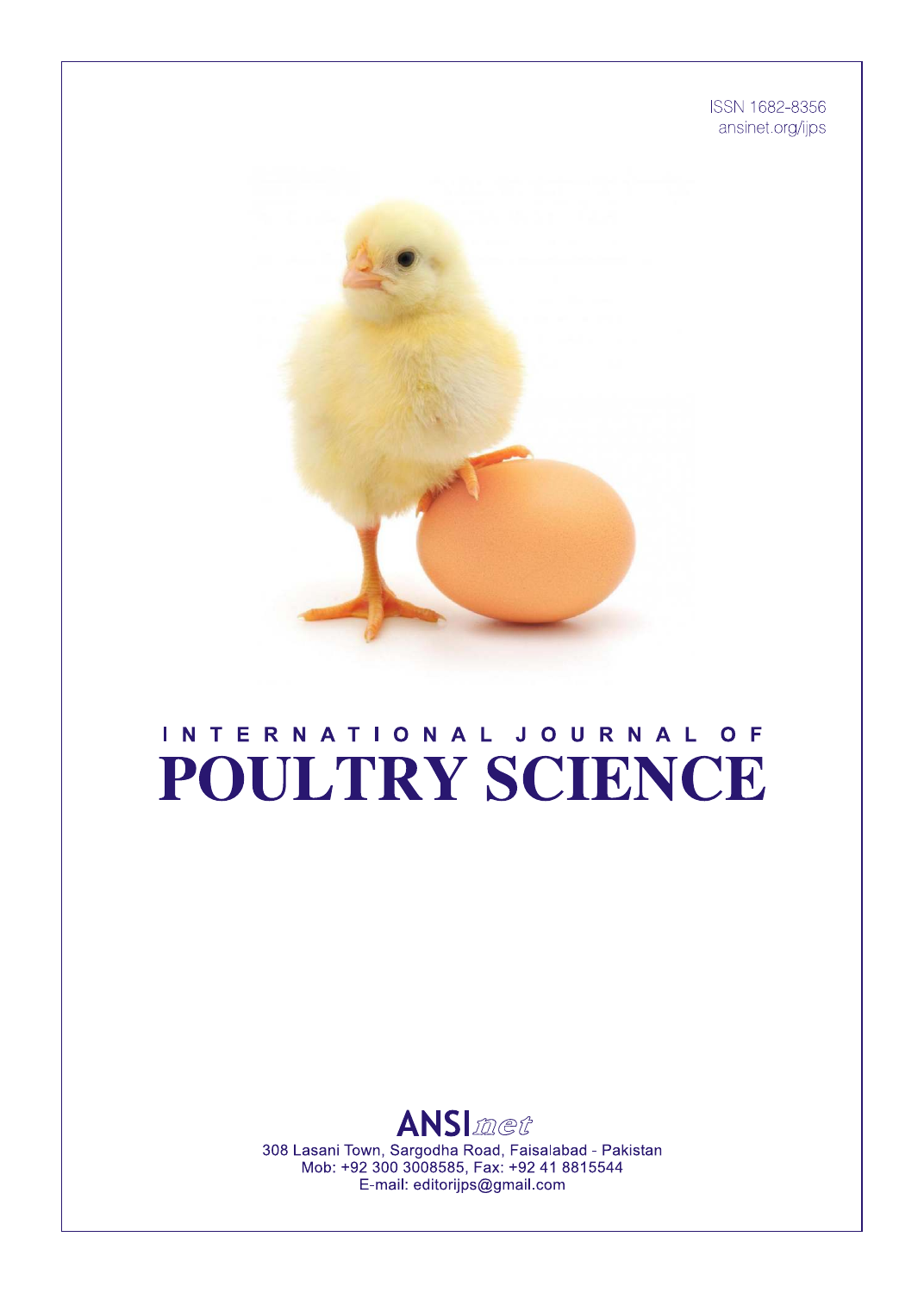ISSN 1682-8356
ansinet.org/ijps

# INTERNATIONAL JOURNAL OF POULTRY SCIENCE

ANSInet

308 Lasani Town, Sargodha Road, Faisalabad - Pakistan
Mob: +92 300 3008585, Fax: +92 41 8815544
E-mail: editorijps@gmail.com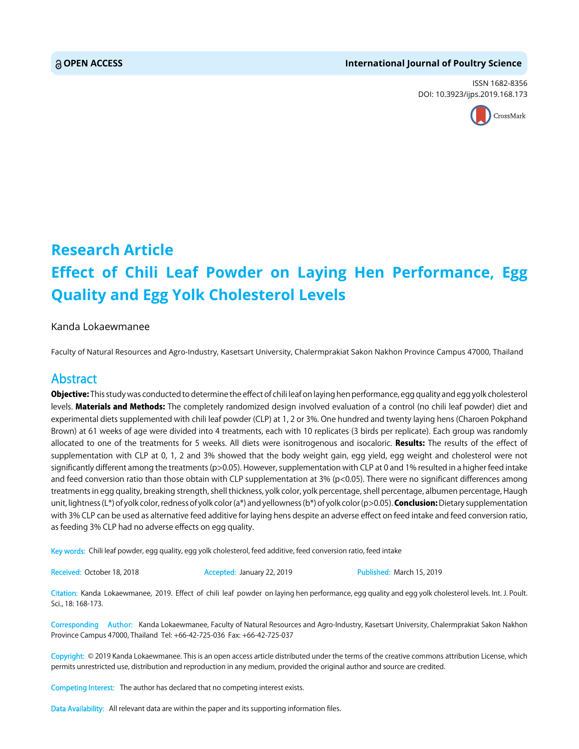OPEN ACCESS

ISSN 1682-8356
DOI: 10.3923/ijps.2019.168.173

# Research Article
# Effect of Chili Leaf Powder on Laying Hen Performance, Egg Quality and Egg Yolk Cholesterol Levels

Kanda Lokaewmanee

Faculty of Natural Resources and Agro-Industry, Kasetsart University, Chalermprakiat Sakon Nakhon Province Campus 47000, Thailand

## Abstract

**Objective:** This study was conducted to determine the effect of chili leaf on laying hen performance, egg quality and egg yolk cholesterol levels. **Materials and Methods:** The completely randomized design involved evaluation of a control (no chili leaf powder) diet and experimental diets supplemented with chili leaf powder (CLP) at 1, 2 or 3%. One hundred and twenty laying hens (Charoen Pokphand Brown) at 61 weeks of age were divided into 4 treatments, each with 10 replicates (3 birds per replicate). Each group was randomly allocated to one of the treatments for 5 weeks. All diets were isonitrogenous and isocaloric. **Results:** The results of the effect of supplementation with CLP at 0, 1, 2 and 3% showed that the body weight gain, egg yield, egg weight and cholesterol were not significantly different among the treatments (p>0.05). However, supplementation with CLP at 0 and 1% resulted in a higher feed intake and feed conversion ratio than those obtain with CLP supplementation at 3% (p<0.05). There were no significant differences among treatments in egg quality, breaking strength, shell thickness, yolk color, yolk percentage, shell percentage, albumen percentage, Haugh unit, lightness (L*) of yolk color, redness of yolk color (a*) and yellowness (b*) of yolk color (p>0.05). **Conclusion:** Dietary supplementation with 3% CLP can be used as alternative feed additive for laying hens despite an adverse effect on feed intake and feed conversion ratio, as feeding 3% CLP had no adverse effects on egg quality.

**Key words:** Chili leaf powder, egg quality, egg yolk cholesterol, feed additive, feed conversion ratio, feed intake

**Received:** October 18, 2018 **Accepted:** January 22, 2019 **Published:** March 15, 2019

**Citation:** Kanda Lokaewmanee, 2019. Effect of chili leaf powder on laying hen performance, egg quality and egg yolk cholesterol levels. Int. J. Poult. Sci., 18: 168-173.

**Corresponding Author:** Kanda Lokaewmanee, Faculty of Natural Resources and Agro-Industry, Kasetsart University, Chalermprakiat Sakon Nakhon Province Campus 47000, Thailand Tel: +66-42-725-036 Fax: +66-42-725-037

**Copyright:** © 2019 Kanda Lokaewmanee. This is an open access article distributed under the terms of the creative commons attribution License, which permits unrestricted use, distribution and reproduction in any medium, provided the original author and source are credited.

**Competing Interest:** The author has declared that no competing interest exists.

**Data Availability:** All relevant data are within the paper and its supporting information files.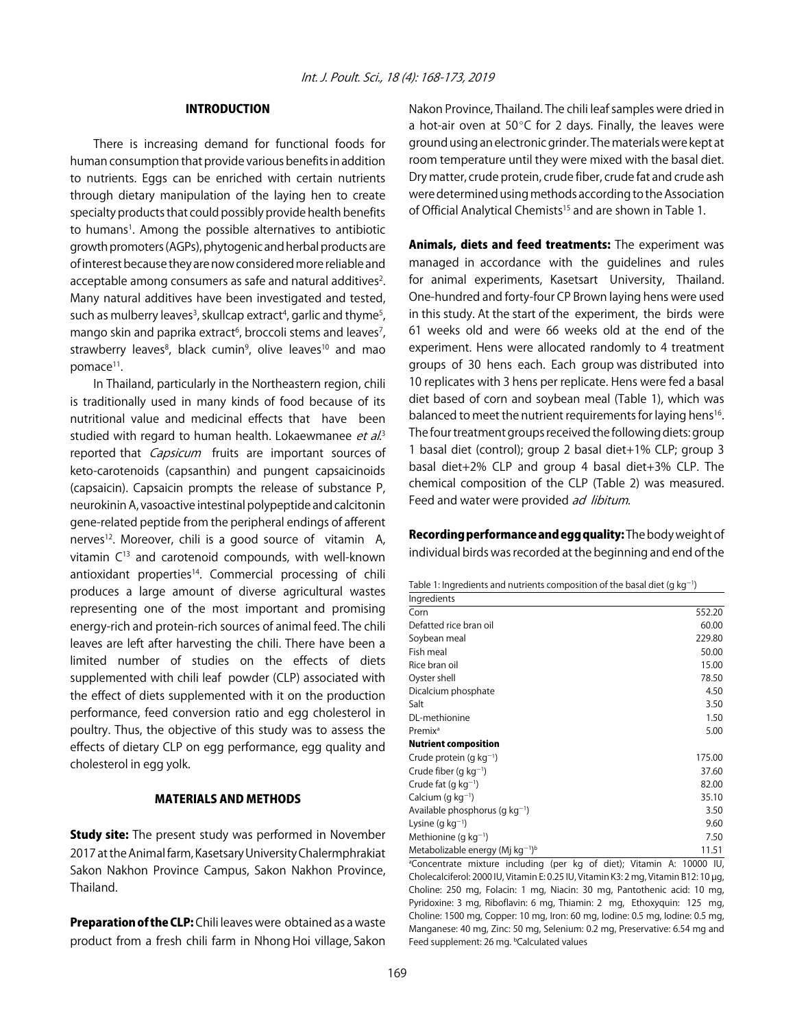## INTRODUCTION

There is increasing demand for functional foods for human consumption that provide various benefits in addition to nutrients. Eggs can be enriched with certain nutrients through dietary manipulation of the laying hen to create specialty products that could possibly provide health benefits to humans[1]. Among the possible alternatives to antibiotic growth promoters (AGPs), phytogenic and herbal products are of interest because they are now considered more reliable and acceptable among consumers as safe and natural additives[2]. Many natural additives have been investigated and tested, such as mulberry leaves[3], skullcap extract[4], garlic and thyme[5], mango skin and paprika extract[6], broccoli stems and leaves[7], strawberry leaves[8], black cumin[9], olive leaves[10] and mao pomace[11].

In Thailand, particularly in the Northeastern region, chili is traditionally used in many kinds of food because of its nutritional value and medicinal effects that have been studied with regard to human health. Lokaewmanee *et al.*[3] reported that *Capsicum* fruits are important sources of keto-carotenoids (capsanthin) and pungent capsaicinoids (capsaicin). Capsaicin prompts the release of substance P, neurokinin A, vasoactive intestinal polypeptide and calcitonin gene-related peptide from the peripheral endings of afferent nerves[12]. Moreover, chili is a good source of vitamin A, vitamin C[13] and carotenoid compounds, with well-known antioxidant properties[14]. Commercial processing of chili produces a large amount of diverse agricultural wastes representing one of the most important and promising energy-rich and protein-rich sources of animal feed. The chili leaves are left after harvesting the chili. There have been a limited number of studies on the effects of diets supplemented with chili leaf powder (CLP) associated with the effect of diets supplemented with it on the production performance, feed conversion ratio and egg cholesterol in poultry. Thus, the objective of this study was to assess the effects of dietary CLP on egg performance, egg quality and cholesterol in egg yolk.

## MATERIALS AND METHODS

**Study site:** The present study was performed in November 2017 at the Animal farm, Kasetsary University Chalermphrakiat Sakon Nakhon Province Campus, Sakon Nakhon Province, Thailand.

**Preparation of the CLP:** Chili leaves were obtained as a waste product from a fresh chili farm in Nhong Hoi village, Sakon Nakon Province, Thailand. The chili leaf samples were dried in a hot-air oven at 50°C for 2 days. Finally, the leaves were ground using an electronic grinder. The materials were kept at room temperature until they were mixed with the basal diet. Dry matter, crude protein, crude fiber, crude fat and crude ash were determined using methods according to the Association of Official Analytical Chemists[15] and are shown in Table 1.

**Animals, diets and feed treatments:** The experiment was managed in accordance with the guidelines and rules for animal experiments, Kasetsart University, Thailand. One-hundred and forty-four CP Brown laying hens were used in this study. At the start of the experiment, the birds were 61 weeks old and were 66 weeks old at the end of the experiment. Hens were allocated randomly to 4 treatment groups of 30 hens each. Each group was distributed into 10 replicates with 3 hens per replicate. Hens were fed a basal diet based of corn and soybean meal (Table 1), which was balanced to meet the nutrient requirements for laying hens[16]. The four treatment groups received the following diets: group 1 basal diet (control); group 2 basal diet+1% CLP; group 3 basal diet+2% CLP and group 4 basal diet+3% CLP. The chemical composition of the CLP (Table 2) was measured. Feed and water were provided *ad libitum*.

**Recording performance and egg quality:** The body weight of individual birds was recorded at the beginning and end of the

Table 1: Ingredients and nutrients composition of the basal diet (g kg$^{-1}$)

| Ingredients | |
|---|---|
| Corn | 552.20 |
| Defatted rice bran oil | 60.00 |
| Soybean meal | 229.80 |
| Fish meal | 50.00 |
| Rice bran oil | 15.00 |
| Oyster shell | 78.50 |
| Dicalcium phosphate | 4.50 |
| Salt | 3.50 |
| DL-methionine | 1.50 |
| Premix[a] | 5.00 |
| **Nutrient composition** | |
| Crude protein (g kg$^{-1}$) | 175.00 |
| Crude fiber (g kg$^{-1}$) | 37.60 |
| Crude fat (g kg$^{-1}$) | 82.00 |
| Calcium (g kg$^{-1}$) | 35.10 |
| Available phosphorus (g kg$^{-1}$) | 3.50 |
| Lysine (g kg$^{-1}$) | 9.60 |
| Methionine (g kg$^{-1}$) | 7.50 |
| Metabolizable energy (Mj kg$^{-1}$)[b] | 11.51 |

[a]Concentrate mixture including (per kg of diet); Vitamin A: 10000 IU, Cholecalciferol: 2000 IU, Vitamin E: 0.25 IU, Vitamin K3: 2 mg, Vitamin B12: 10 µg, Choline: 250 mg, Folacin: 1 mg, Niacin: 30 mg, Pantothenic acid: 10 mg, Pyridoxine: 3 mg, Riboflavin: 6 mg, Thiamin: 2 mg, Ethoxyquin: 125 mg, Choline: 1500 mg, Copper: 10 mg, Iron: 60 mg, Iodine: 0.5 mg, Iodine: 0.5 mg, Manganese: 40 mg, Zinc: 50 mg, Selenium: 0.2 mg, Preservative: 6.54 mg and Feed supplement: 26 mg. [b]Calculated values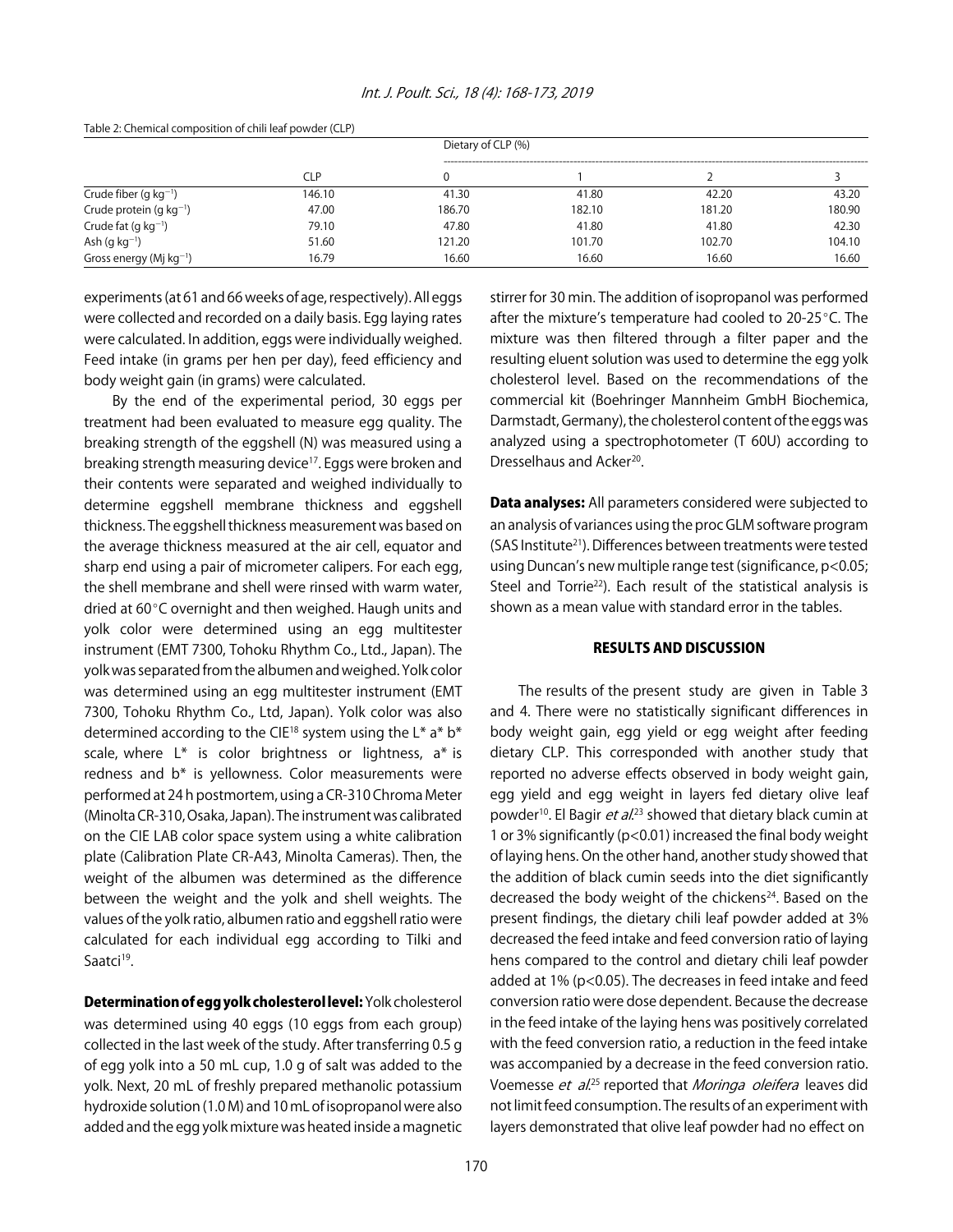Table 2: Chemical composition of chili leaf powder (CLP)

| | | Dietary of CLP (%) | | | |
|---|---|---|---|---|---|
| | CLP | 0 | 1 | 2 | 3 |
| Crude fiber (g $kg^{-1}$) | 146.10 | 41.30 | 41.80 | 42.20 | 43.20 |
| Crude protein (g $kg^{-1}$) | 47.00 | 186.70 | 182.10 | 181.20 | 180.90 |
| Crude fat (g $kg^{-1}$) | 79.10 | 47.80 | 41.80 | 41.80 | 42.30 |
| Ash (g $kg^{-1}$) | 51.60 | 121.20 | 101.70 | 102.70 | 104.10 |
| Gross energy (Mj $kg^{-1}$) | 16.79 | 16.60 | 16.60 | 16.60 | 16.60 |

experiments (at 61 and 66 weeks of age, respectively). All eggs were collected and recorded on a daily basis. Egg laying rates were calculated. In addition, eggs were individually weighed. Feed intake (in grams per hen per day), feed efficiency and body weight gain (in grams) were calculated.

By the end of the experimental period, 30 eggs per treatment had been evaluated to measure egg quality. The breaking strength of the eggshell (N) was measured using a breaking strength measuring device[17]. Eggs were broken and their contents were separated and weighed individually to determine eggshell membrane thickness and eggshell thickness. The eggshell thickness measurement was based on the average thickness measured at the air cell, equator and sharp end using a pair of micrometer calipers. For each egg, the shell membrane and shell were rinsed with warm water, dried at 60°C overnight and then weighed. Haugh units and yolk color were determined using an egg multitester instrument (EMT 7300, Tohoku Rhythm Co., Ltd., Japan). The yolk was separated from the albumen and weighed. Yolk color was determined using an egg multitester instrument (EMT 7300, Tohoku Rhythm Co., Ltd, Japan). Yolk color was also determined according to the CIE[18] system using the L* a* b* scale, where L* is color brightness or lightness, a* is redness and b* is yellowness. Color measurements were performed at 24 h postmortem, using a CR-310 Chroma Meter (Minolta CR-310, Osaka, Japan). The instrument was calibrated on the CIE LAB color space system using a white calibration plate (Calibration Plate CR-A43, Minolta Cameras). Then, the weight of the albumen was determined as the difference between the weight and the yolk and shell weights. The values of the yolk ratio, albumen ratio and eggshell ratio were calculated for each individual egg according to Tilki and Saatci[19].

**Determination of egg yolk cholesterol level:** Yolk cholesterol was determined using 40 eggs (10 eggs from each group) collected in the last week of the study. After transferring 0.5 g of egg yolk into a 50 mL cup, 1.0 g of salt was added to the yolk. Next, 20 mL of freshly prepared methanolic potassium hydroxide solution (1.0 M) and 10 mL of isopropanol were also added and the egg yolk mixture was heated inside a magnetic stirrer for 30 min. The addition of isopropanol was performed after the mixture's temperature had cooled to 20-25°C. The mixture was then filtered through a filter paper and the resulting eluent solution was used to determine the egg yolk cholesterol level. Based on the recommendations of the commercial kit (Boehringer Mannheim GmbH Biochemica, Darmstadt, Germany), the cholesterol content of the eggs was analyzed using a spectrophotometer (T 60U) according to Dresselhaus and Acker[20].

**Data analyses:** All parameters considered were subjected to an analysis of variances using the proc GLM software program (SAS Institute[21]). Differences between treatments were tested using Duncan's new multiple range test (significance, $p<0.05$; Steel and Torrie[22]). Each result of the statistical analysis is shown as a mean value with standard error in the tables.

## RESULTS AND DISCUSSION

The results of the present study are given in Table 3 and 4. There were no statistically significant differences in body weight gain, egg yield or egg weight after feeding dietary CLP. This corresponded with another study that reported no adverse effects observed in body weight gain, egg yield and egg weight in layers fed dietary olive leaf powder[10]. El Bagir *et al.*[23] showed that dietary black cumin at 1 or 3% significantly ($p<0.01$) increased the final body weight of laying hens. On the other hand, another study showed that the addition of black cumin seeds into the diet significantly decreased the body weight of the chickens[24]. Based on the present findings, the dietary chili leaf powder added at 3% decreased the feed intake and feed conversion ratio of laying hens compared to the control and dietary chili leaf powder added at 1% ($p<0.05$). The decreases in feed intake and feed conversion ratio were dose dependent. Because the decrease in the feed intake of the laying hens was positively correlated with the feed conversion ratio, a reduction in the feed intake was accompanied by a decrease in the feed conversion ratio. Voemesse *et al.*[25] reported that *Moringa oleifera* leaves did not limit feed consumption. The results of an experiment with layers demonstrated that olive leaf powder had no effect on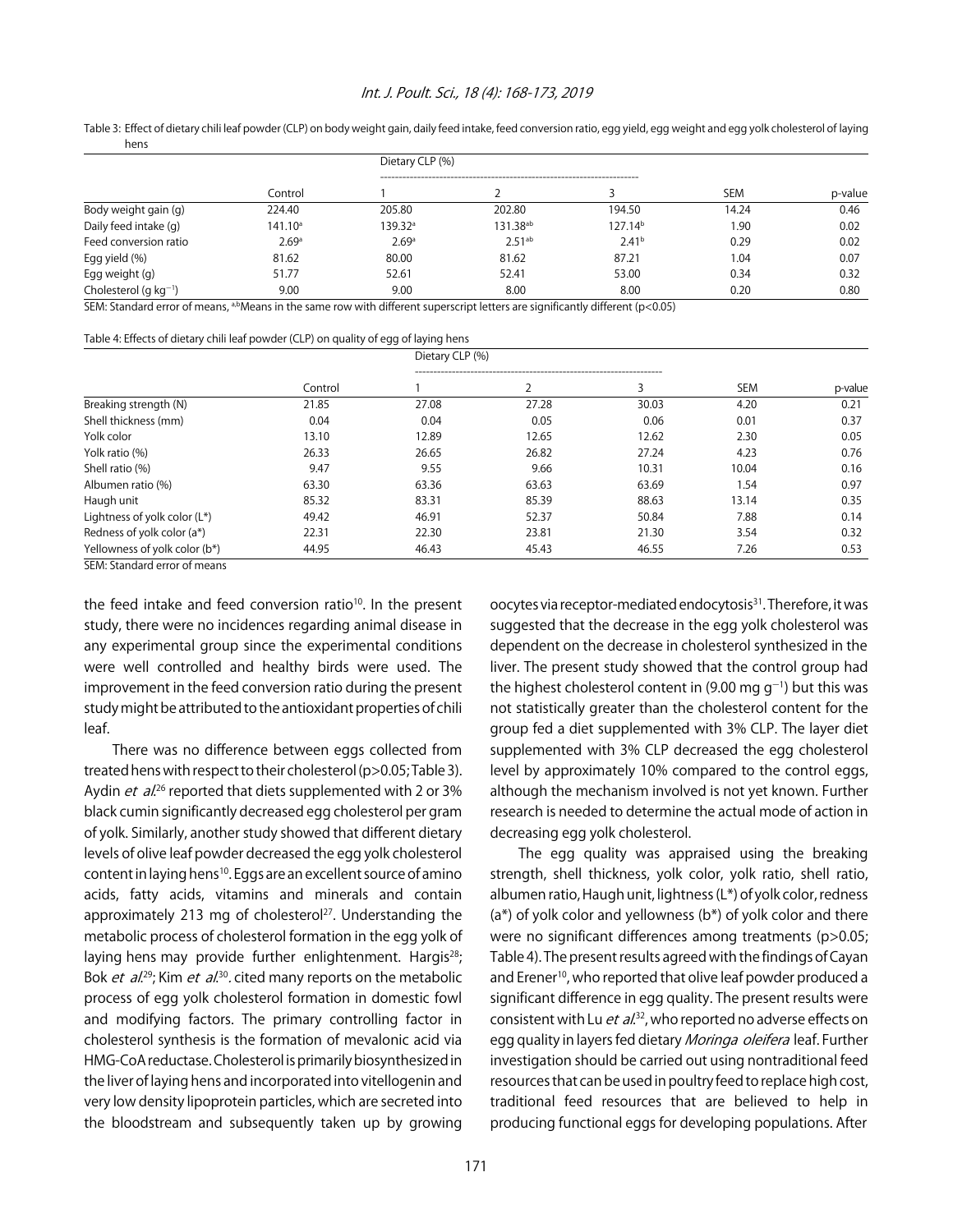Table 3: Effect of dietary chili leaf powder (CLP) on body weight gain, daily feed intake, feed conversion ratio, egg yield, egg weight and egg yolk cholesterol of laying hens

| | Dietary CLP (%) | | | | | |
|---|---|---|---|---|---|---|
| | Control | 1 | 2 | 3 | SEM | p-value |
| Body weight gain (g) | 224.40 | 205.80 | 202.80 | 194.50 | 14.24 | 0.46 |
| Daily feed intake (g) | 141.10[a] | 139.32[a] | 131.38[ab] | 127.14[b] | 1.90 | 0.02 |
| Feed conversion ratio | 2.69[a] | 2.69[a] | 2.51[ab] | 2.41[b] | 0.29 | 0.02 |
| Egg yield (%) | 81.62 | 80.00 | 81.62 | 87.21 | 1.04 | 0.07 |
| Egg weight (g) | 51.77 | 52.61 | 52.41 | 53.00 | 0.34 | 0.32 |
| Cholesterol (g $kg^{-1}$) | 9.00 | 9.00 | 8.00 | 8.00 | 0.20 | 0.80 |

SEM: Standard error of means, [a,b]Means in the same row with different superscript letters are significantly different ($p<0.05$)

Table 4: Effects of dietary chili leaf powder (CLP) on quality of egg of laying hens

| | Dietary CLP (%) | | | | | |
|---|---|---|---|---|---|---|
| | Control | 1 | 2 | 3 | SEM | p-value |
| Breaking strength (N) | 21.85 | 27.08 | 27.28 | 30.03 | 4.20 | 0.21 |
| Shell thickness (mm) | 0.04 | 0.04 | 0.05 | 0.06 | 0.01 | 0.37 |
| Yolk color | 13.10 | 12.89 | 12.65 | 12.62 | 2.30 | 0.05 |
| Yolk ratio (%) | 26.33 | 26.65 | 26.82 | 27.24 | 4.23 | 0.76 |
| Shell ratio (%) | 9.47 | 9.55 | 9.66 | 10.31 | 10.04 | 0.16 |
| Albumen ratio (%) | 63.30 | 63.36 | 63.63 | 63.69 | 1.54 | 0.97 |
| Haugh unit | 85.32 | 83.31 | 85.39 | 88.63 | 13.14 | 0.35 |
| Lightness of yolk color (L*) | 49.42 | 46.91 | 52.37 | 50.84 | 7.88 | 0.14 |
| Redness of yolk color (a*) | 22.31 | 22.30 | 23.81 | 21.30 | 3.54 | 0.32 |
| Yellowness of yolk color (b*) | 44.95 | 46.43 | 45.43 | 46.55 | 7.26 | 0.53 |

SEM: Standard error of means

the feed intake and feed conversion ratio[10]. In the present study, there were no incidences regarding animal disease in any experimental group since the experimental conditions were well controlled and healthy birds were used. The improvement in the feed conversion ratio during the present study might be attributed to the antioxidant properties of chili leaf.

There was no difference between eggs collected from treated hens with respect to their cholesterol ($p>0.05$; Table 3). Aydin *et al*.[26] reported that diets supplemented with 2 or 3% black cumin significantly decreased egg cholesterol per gram of yolk. Similarly, another study showed that different dietary levels of olive leaf powder decreased the egg yolk cholesterol content in laying hens[10]. Eggs are an excellent source of amino acids, fatty acids, vitamins and minerals and contain approximately 213 mg of cholesterol[27]. Understanding the metabolic process of cholesterol formation in the egg yolk of laying hens may provide further enlightenment. Hargis[28]; Bok *et al*.[29]; Kim *et al*.[30]. cited many reports on the metabolic process of egg yolk cholesterol formation in domestic fowl and modifying factors. The primary controlling factor in cholesterol synthesis is the formation of mevalonic acid via HMG-CoA reductase. Cholesterol is primarily biosynthesized in the liver of laying hens and incorporated into vitellogenin and very low density lipoprotein particles, which are secreted into the bloodstream and subsequently taken up by growing oocytes via receptor-mediated endocytosis[31]. Therefore, it was suggested that the decrease in the egg yolk cholesterol was dependent on the decrease in cholesterol synthesized in the liver. The present study showed that the control group had the highest cholesterol content in (9.00 mg $g^{-1}$) but this was not statistically greater than the cholesterol content for the group fed a diet supplemented with 3% CLP. The layer diet supplemented with 3% CLP decreased the egg cholesterol level by approximately 10% compared to the control eggs, although the mechanism involved is not yet known. Further research is needed to determine the actual mode of action in decreasing egg yolk cholesterol.

The egg quality was appraised using the breaking strength, shell thickness, yolk color, yolk ratio, shell ratio, albumen ratio, Haugh unit, lightness (L*) of yolk color, redness (a*) of yolk color and yellowness (b*) of yolk color and there were no significant differences among treatments ($p>0.05$; Table 4). The present results agreed with the findings of Cayan and Erener[10], who reported that olive leaf powder produced a significant difference in egg quality. The present results were consistent with Lu *et al*.[32], who reported no adverse effects on egg quality in layers fed dietary *Moringa oleifera* leaf. Further investigation should be carried out using nontraditional feed resources that can be used in poultry feed to replace high cost, traditional feed resources that are believed to help in producing functional eggs for developing populations. After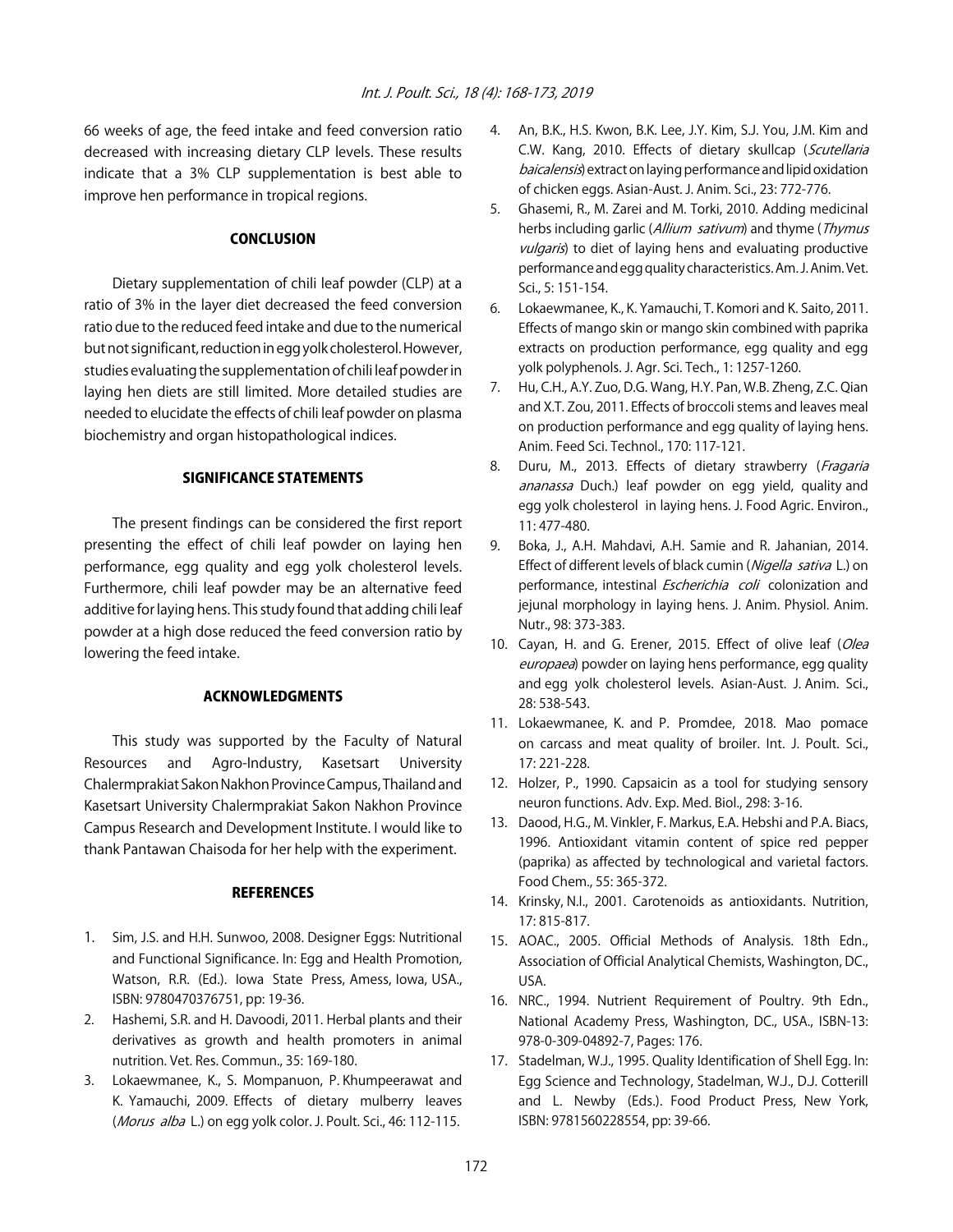66 weeks of age, the feed intake and feed conversion ratio decreased with increasing dietary CLP levels. These results indicate that a 3% CLP supplementation is best able to improve hen performance in tropical regions.

## CONCLUSION

Dietary supplementation of chili leaf powder (CLP) at a ratio of 3% in the layer diet decreased the feed conversion ratio due to the reduced feed intake and due to the numerical but not significant, reduction in egg yolk cholesterol. However, studies evaluating the supplementation of chili leaf powder in laying hen diets are still limited. More detailed studies are needed to elucidate the effects of chili leaf powder on plasma biochemistry and organ histopathological indices.

## SIGNIFICANCE STATEMENTS

The present findings can be considered the first report presenting the effect of chili leaf powder on laying hen performance, egg quality and egg yolk cholesterol levels. Furthermore, chili leaf powder may be an alternative feed additive for laying hens. This study found that adding chili leaf powder at a high dose reduced the feed conversion ratio by lowering the feed intake.

## ACKNOWLEDGMENTS

This study was supported by the Faculty of Natural Resources and Agro-Industry, Kasetsart University Chalermprakiat Sakon Nakhon Province Campus, Thailand and Kasetsart University Chalermprakiat Sakon Nakhon Province Campus Research and Development Institute. I would like to thank Pantawan Chaisoda for her help with the experiment.

## REFERENCES

1. Sim, J.S. and H.H. Sunwoo, 2008. Designer Eggs: Nutritional and Functional Significance. In: Egg and Health Promotion, Watson, R.R. (Ed.). Iowa State Press, Amess, Iowa, USA., ISBN: 9780470376751, pp: 19-36.
2. Hashemi, S.R. and H. Davoodi, 2011. Herbal plants and their derivatives as growth and health promoters in animal nutrition. Vet. Res. Commun., 35: 169-180.
3. Lokaewmanee, K., S. Mompanuon, P. Khumpeerawat and K. Yamauchi, 2009. Effects of dietary mulberry leaves (*Morus alba* L.) on egg yolk color. J. Poult. Sci., 46: 112-115.
4. An, B.K., H.S. Kwon, B.K. Lee, J.Y. Kim, S.J. You, J.M. Kim and C.W. Kang, 2010. Effects of dietary skullcap (*Scutellaria baicalensis*) extract on laying performance and lipid oxidation of chicken eggs. Asian-Aust. J. Anim. Sci., 23: 772-776.
5. Ghasemi, R., M. Zarei and M. Torki, 2010. Adding medicinal herbs including garlic (*Allium sativum*) and thyme (*Thymus vulgaris*) to diet of laying hens and evaluating productive performance and egg quality characteristics. Am. J. Anim. Vet. Sci., 5: 151-154.
6. Lokaewmanee, K., K. Yamauchi, T. Komori and K. Saito, 2011. Effects of mango skin or mango skin combined with paprika extracts on production performance, egg quality and egg yolk polyphenols. J. Agr. Sci. Tech., 1: 1257-1260.
7. Hu, C.H., A.Y. Zuo, D.G. Wang, H.Y. Pan, W.B. Zheng, Z.C. Qian and X.T. Zou, 2011. Effects of broccoli stems and leaves meal on production performance and egg quality of laying hens. Anim. Feed Sci. Technol., 170: 117-121.
8. Duru, M., 2013. Effects of dietary strawberry (*Fragaria ananassa* Duch.) leaf powder on egg yield, quality and egg yolk cholesterol in laying hens. J. Food Agric. Environ., 11: 477-480.
9. Boka, J., A.H. Mahdavi, A.H. Samie and R. Jahanian, 2014. Effect of different levels of black cumin (*Nigella sativa* L.) on performance, intestinal *Escherichia coli* colonization and jejunal morphology in laying hens. J. Anim. Physiol. Anim. Nutr., 98: 373-383.
10. Cayan, H. and G. Erener, 2015. Effect of olive leaf (*Olea europaea*) powder on laying hens performance, egg quality and egg yolk cholesterol levels. Asian-Aust. J. Anim. Sci., 28: 538-543.
11. Lokaewmanee, K. and P. Promdee, 2018. Mao pomace on carcass and meat quality of broiler. Int. J. Poult. Sci., 17: 221-228.
12. Holzer, P., 1990. Capsaicin as a tool for studying sensory neuron functions. Adv. Exp. Med. Biol., 298: 3-16.
13. Daood, H.G., M. Vinkler, F. Markus, E.A. Hebshi and P.A. Biacs, 1996. Antioxidant vitamin content of spice red pepper (paprika) as affected by technological and varietal factors. Food Chem., 55: 365-372.
14. Krinsky, N.I., 2001. Carotenoids as antioxidants. Nutrition, 17: 815-817.
15. AOAC., 2005. Official Methods of Analysis. 18th Edn., Association of Official Analytical Chemists, Washington, DC., USA.
16. NRC., 1994. Nutrient Requirement of Poultry. 9th Edn., National Academy Press, Washington, DC., USA., ISBN-13: 978-0-309-04892-7, Pages: 176.
17. Stadelman, W.J., 1995. Quality Identification of Shell Egg. In: Egg Science and Technology, Stadelman, W.J., D.J. Cotterill and L. Newby (Eds.). Food Product Press, New York, ISBN: 9781560228554, pp: 39-66.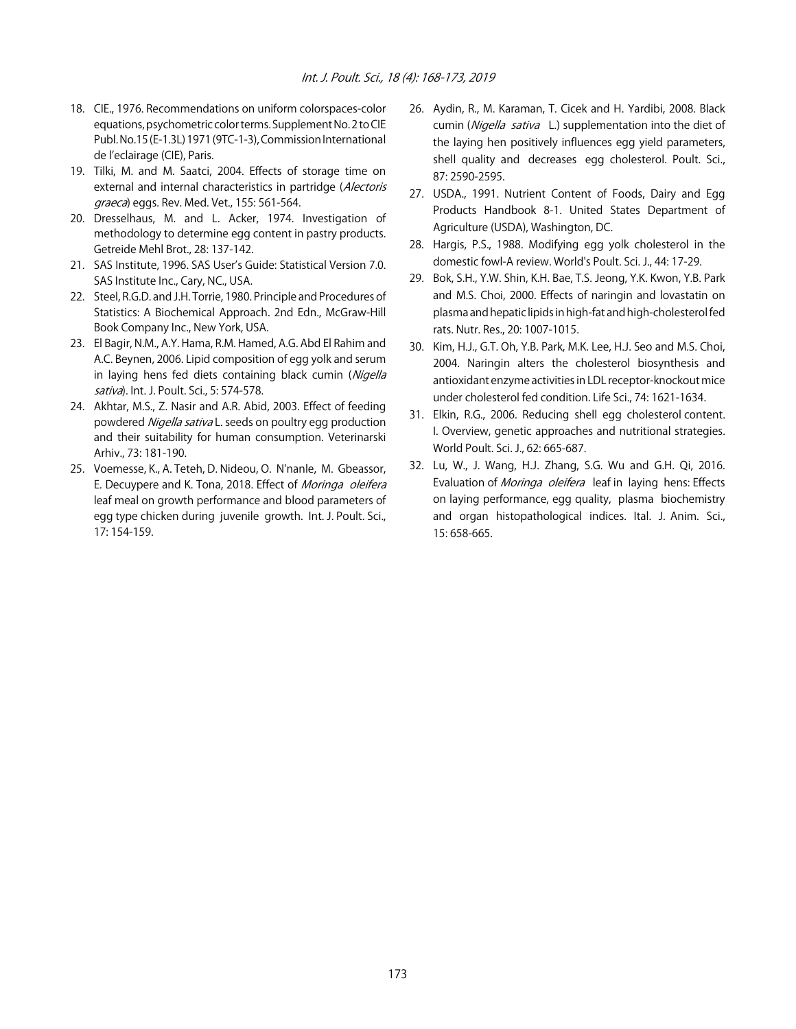18. CIE., 1976. Recommendations on uniform colorspaces-color equations, psychometric color terms. Supplement No. 2 to CIE Publ. No.15 (E-1.3L) 1971 (9TC-1-3), Commission International de l'eclairage (CIE), Paris.
19. Tilki, M. and M. Saatci, 2004. Effects of storage time on external and internal characteristics in partridge (*Alectoris graeca*) eggs. Rev. Med. Vet., 155: 561-564.
20. Dresselhaus, M. and L. Acker, 1974. Investigation of methodology to determine egg content in pastry products. Getreide Mehl Brot., 28: 137-142.
21. SAS Institute, 1996. SAS User's Guide: Statistical Version 7.0. SAS Institute Inc., Cary, NC., USA.
22. Steel, R.G.D. and J.H. Torrie, 1980. Principle and Procedures of Statistics: A Biochemical Approach. 2nd Edn., McGraw-Hill Book Company Inc., New York, USA.
23. El Bagir, N.M., A.Y. Hama, R.M. Hamed, A.G. Abd El Rahim and A.C. Beynen, 2006. Lipid composition of egg yolk and serum in laying hens fed diets containing black cumin (*Nigella sativa*). Int. J. Poult. Sci., 5: 574-578.
24. Akhtar, M.S., Z. Nasir and A.R. Abid, 2003. Effect of feeding powdered *Nigella sativa* L. seeds on poultry egg production and their suitability for human consumption. Veterinarski Arhiv., 73: 181-190.
25. Voemesse, K., A. Teteh, D. Nideou, O. N'nanle, M. Gbeassor, E. Decuypere and K. Tona, 2018. Effect of *Moringa oleifera* leaf meal on growth performance and blood parameters of egg type chicken during juvenile growth. Int. J. Poult. Sci., 17: 154-159.
26. Aydin, R., M. Karaman, T. Cicek and H. Yardibi, 2008. Black cumin (*Nigella sativa* L.) supplementation into the diet of the laying hen positively influences egg yield parameters, shell quality and decreases egg cholesterol. Poult. Sci., 87: 2590-2595.
27. USDA., 1991. Nutrient Content of Foods, Dairy and Egg Products Handbook 8-1. United States Department of Agriculture (USDA), Washington, DC.
28. Hargis, P.S., 1988. Modifying egg yolk cholesterol in the domestic fowl-A review. World's Poult. Sci. J., 44: 17-29.
29. Bok, S.H., Y.W. Shin, K.H. Bae, T.S. Jeong, Y.K. Kwon, Y.B. Park and M.S. Choi, 2000. Effects of naringin and lovastatin on plasma and hepatic lipids in high-fat and high-cholesterol fed rats. Nutr. Res., 20: 1007-1015.
30. Kim, H.J., G.T. Oh, Y.B. Park, M.K. Lee, H.J. Seo and M.S. Choi, 2004. Naringin alters the cholesterol biosynthesis and antioxidant enzyme activities in LDL receptor-knockout mice under cholesterol fed condition. Life Sci., 74: 1621-1634.
31. Elkin, R.G., 2006. Reducing shell egg cholesterol content. I. Overview, genetic approaches and nutritional strategies. World Poult. Sci. J., 62: 665-687.
32. Lu, W., J. Wang, H.J. Zhang, S.G. Wu and G.H. Qi, 2016. Evaluation of *Moringa oleifera* leaf in laying hens: Effects on laying performance, egg quality, plasma biochemistry and organ histopathological indices. Ital. J. Anim. Sci., 15: 658-665.